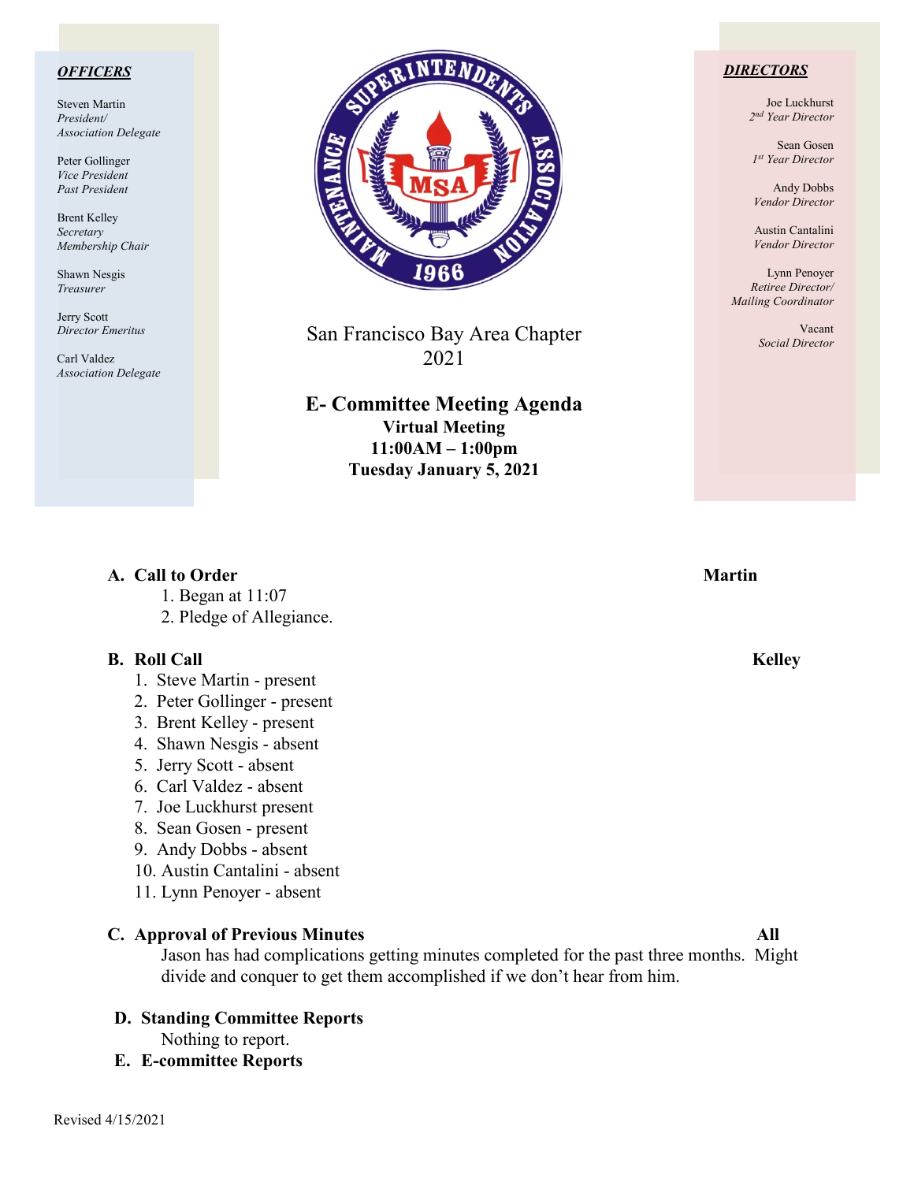***OFFICERS***

Steven Martin
*President/*
*Association Delegate*

Peter Gollinger
*Vice President*
*Past President*

Brent Kelley
*Secretary*
*Membership Chair*

Shawn Nesgis
*Treasurer*

Jerry Scott
*Director Emeritus*

Carl Valdez
*Association Delegate*

San Francisco Bay Area Chapter
2021

# E- Committee Meeting Agenda

**Virtual Meeting**
**11:00AM – 1:00pm**
**Tuesday January 5, 2021**

***DIRECTORS***

Joe Luckhurst
*2nd Year Director*

Sean Gosen
*1st Year Director*

Andy Dobbs
*Vendor Director*

Austin Cantalini
*Vendor Director*

Lynn Penoyer
*Retiree Director/*
*Mailing Coordinator*

Vacant
*Social Director*

**A. Call to Order** **Martin**

1. Began at 11:07
2. Pledge of Allegiance.

**B. Roll Call** **Kelley**

1. Steve Martin - present
2. Peter Gollinger - present
3. Brent Kelley - present
4. Shawn Nesgis - absent
5. Jerry Scott - absent
6. Carl Valdez - absent
7. Joe Luckhurst present
8. Sean Gosen - present
9. Andy Dobbs - absent
10. Austin Cantalini - absent
11. Lynn Penoyer - absent

**C. Approval of Previous Minutes** **All**

Jason has had complications getting minutes completed for the past three months. Might divide and conquer to get them accomplished if we don't hear from him.

**D. Standing Committee Reports**

Nothing to report.

**E. E-committee Reports**

Revised 4/15/2021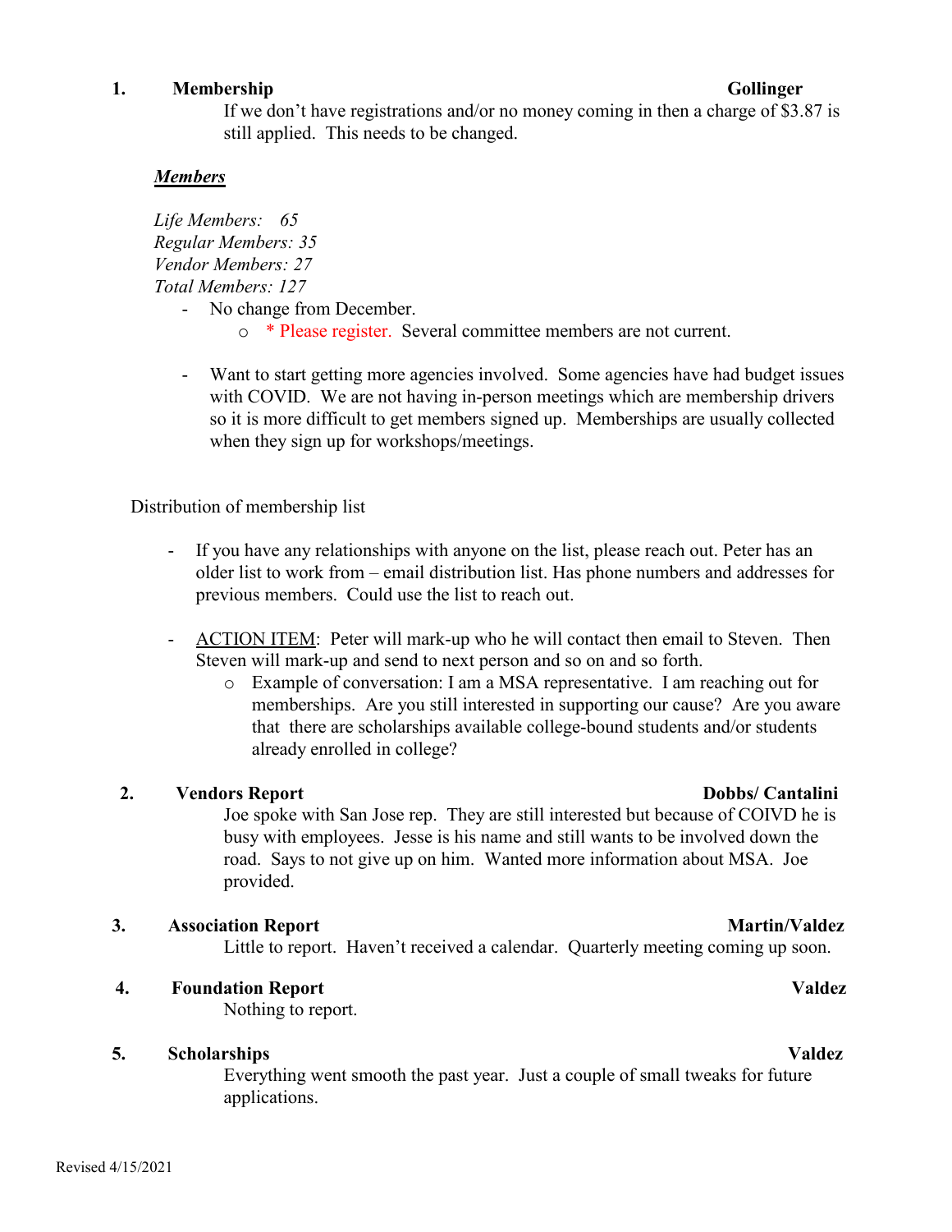**1. Membership** **Gollinger**

If we don't have registrations and/or no money coming in then a charge of $3.87 is still applied. This needs to be changed.

***Members***

*Life Members: 65*
*Regular Members: 35*
*Vendor Members: 27*
*Total Members: 127*

- No change from December.
  - * Please register. Several committee members are not current.

- Want to start getting more agencies involved. Some agencies have had budget issues with COVID. We are not having in-person meetings which are membership drivers so it is more difficult to get members signed up. Memberships are usually collected when they sign up for workshops/meetings.

Distribution of membership list

- If you have any relationships with anyone on the list, please reach out. Peter has an older list to work from – email distribution list. Has phone numbers and addresses for previous members. Could use the list to reach out.

- ACTION ITEM: Peter will mark-up who he will contact then email to Steven. Then Steven will mark-up and send to next person and so on and so forth.
  - Example of conversation: I am a MSA representative. I am reaching out for memberships. Are you still interested in supporting our cause? Are you aware that there are scholarships available college-bound students and/or students already enrolled in college?

**2. Vendors Report** **Dobbs/ Cantalini**

Joe spoke with San Jose rep. They are still interested but because of COIVD he is busy with employees. Jesse is his name and still wants to be involved down the road. Says to not give up on him. Wanted more information about MSA. Joe provided.

**3. Association Report** **Martin/Valdez**

Little to report. Haven't received a calendar. Quarterly meeting coming up soon.

**4. Foundation Report** **Valdez**

Nothing to report.

**5. Scholarships** **Valdez**

Everything went smooth the past year. Just a couple of small tweaks for future applications.

Revised 4/15/2021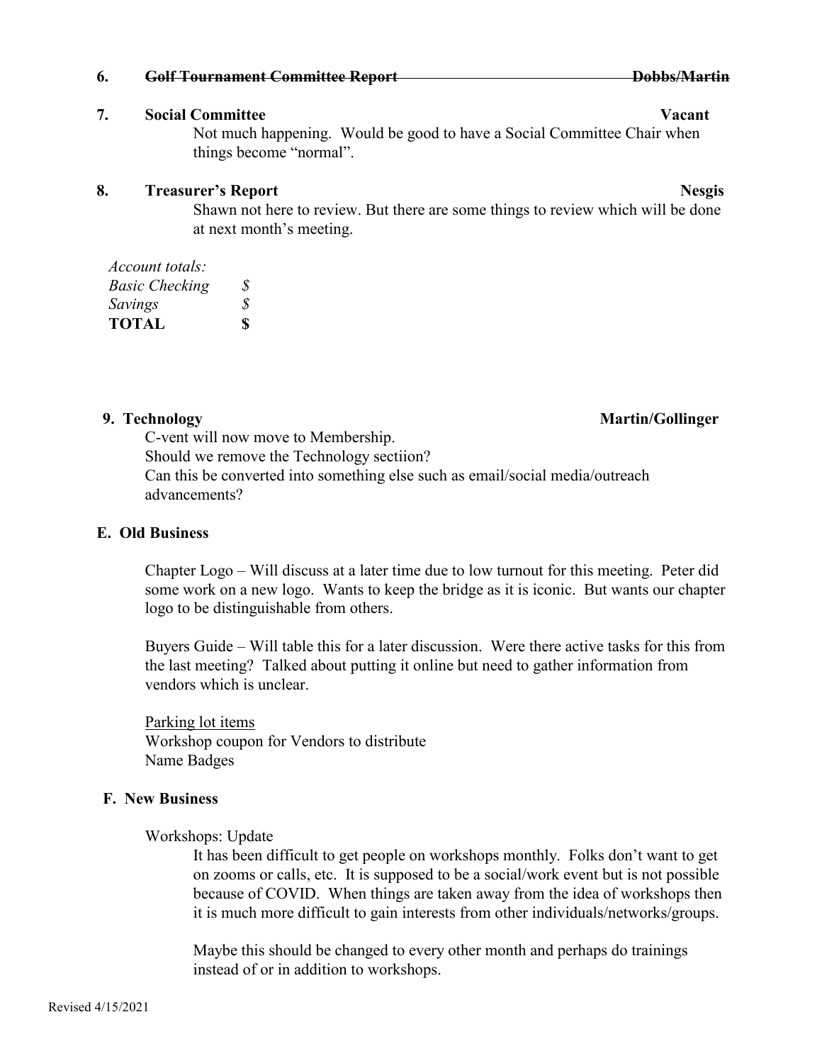**6. ~~Golf Tournament Committee Report~~ ~~Dobbs/Martin~~**

**7. Social Committee** **Vacant**

Not much happening. Would be good to have a Social Committee Chair when things become "normal".

**8. Treasurer's Report** **Nesgis**

Shawn not here to review. But there are some things to review which will be done at next month's meeting.

*Account totals:*

| | |
|---|---|
| *Basic Checking* | *$* |
| *Savings* | *$* |
| **TOTAL** | **$** |

**9. Technology** **Martin/Gollinger**

C-vent will now move to Membership.
Should we remove the Technology sectiion?
Can this be converted into something else such as email/social media/outreach advancements?

**E. Old Business**

Chapter Logo – Will discuss at a later time due to low turnout for this meeting. Peter did some work on a new logo. Wants to keep the bridge as it is iconic. But wants our chapter logo to be distinguishable from others.

Buyers Guide – Will table this for a later discussion. Were there active tasks for this from the last meeting? Talked about putting it online but need to gather information from vendors which is unclear.

<u>Parking lot items</u>
Workshop coupon for Vendors to distribute
Name Badges

**F. New Business**

Workshops: Update

It has been difficult to get people on workshops monthly. Folks don't want to get on zooms or calls, etc. It is supposed to be a social/work event but is not possible because of COVID. When things are taken away from the idea of workshops then it is much more difficult to gain interests from other individuals/networks/groups.

Maybe this should be changed to every other month and perhaps do trainings instead of or in addition to workshops.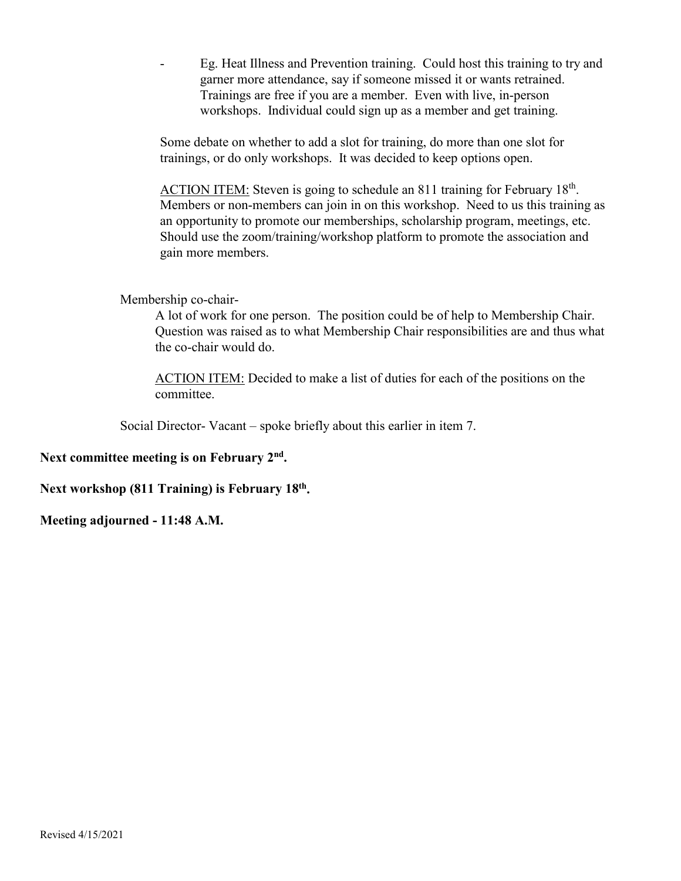- Eg. Heat Illness and Prevention training. Could host this training to try and garner more attendance, say if someone missed it or wants retrained. Trainings are free if you are a member. Even with live, in-person workshops. Individual could sign up as a member and get training.

Some debate on whether to add a slot for training, do more than one slot for trainings, or do only workshops. It was decided to keep options open.

ACTION ITEM: Steven is going to schedule an 811 training for February 18th. Members or non-members can join in on this workshop. Need to us this training as an opportunity to promote our memberships, scholarship program, meetings, etc. Should use the zoom/training/workshop platform to promote the association and gain more members.

Membership co-chair-

A lot of work for one person. The position could be of help to Membership Chair. Question was raised as to what Membership Chair responsibilities are and thus what the co-chair would do.

ACTION ITEM: Decided to make a list of duties for each of the positions on the committee.

Social Director- Vacant – spoke briefly about this earlier in item 7.

**Next committee meeting is on February 2nd.**

**Next workshop (811 Training) is February 18th.**

**Meeting adjourned - 11:48 A.M.**

Revised 4/15/2021